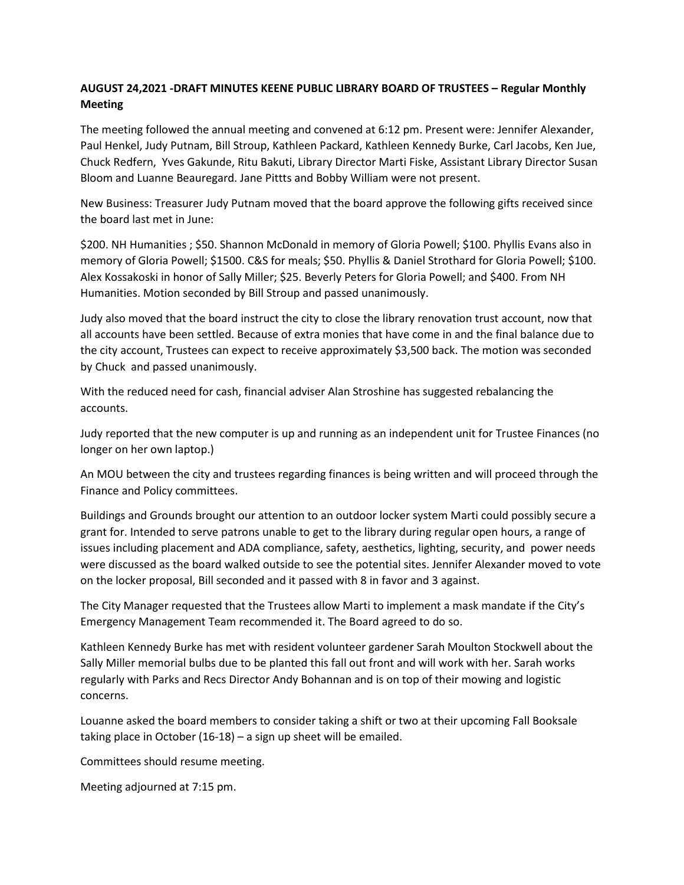**AUGUST 24,2021 -DRAFT MINUTES KEENE PUBLIC LIBRARY BOARD OF TRUSTEES – Regular Monthly Meeting**

The meeting followed the annual meeting and convened at 6:12 pm. Present were: Jennifer Alexander, Paul Henkel, Judy Putnam, Bill Stroup, Kathleen Packard, Kathleen Kennedy Burke, Carl Jacobs, Ken Jue, Chuck Redfern, Yves Gakunde, Ritu Bakuti, Library Director Marti Fiske, Assistant Library Director Susan Bloom and Luanne Beauregard. Jane Pittts and Bobby William were not present.

New Business: Treasurer Judy Putnam moved that the board approve the following gifts received since the board last met in June:

$200. NH Humanities ; $50. Shannon McDonald in memory of Gloria Powell; $100. Phyllis Evans also in memory of Gloria Powell; $1500. C&S for meals; $50. Phyllis & Daniel Strothard for Gloria Powell; $100. Alex Kossakoski in honor of Sally Miller; $25. Beverly Peters for Gloria Powell; and $400. From NH Humanities. Motion seconded by Bill Stroup and passed unanimously.

Judy also moved that the board instruct the city to close the library renovation trust account, now that all accounts have been settled. Because of extra monies that have come in and the final balance due to the city account, Trustees can expect to receive approximately $3,500 back. The motion was seconded by Chuck and passed unanimously.

With the reduced need for cash, financial adviser Alan Stroshine has suggested rebalancing the accounts.

Judy reported that the new computer is up and running as an independent unit for Trustee Finances (no longer on her own laptop.)

An MOU between the city and trustees regarding finances is being written and will proceed through the Finance and Policy committees.

Buildings and Grounds brought our attention to an outdoor locker system Marti could possibly secure a grant for. Intended to serve patrons unable to get to the library during regular open hours, a range of issues including placement and ADA compliance, safety, aesthetics, lighting, security, and power needs were discussed as the board walked outside to see the potential sites. Jennifer Alexander moved to vote on the locker proposal, Bill seconded and it passed with 8 in favor and 3 against.

The City Manager requested that the Trustees allow Marti to implement a mask mandate if the City's Emergency Management Team recommended it. The Board agreed to do so.

Kathleen Kennedy Burke has met with resident volunteer gardener Sarah Moulton Stockwell about the Sally Miller memorial bulbs due to be planted this fall out front and will work with her. Sarah works regularly with Parks and Recs Director Andy Bohannan and is on top of their mowing and logistic concerns.

Louanne asked the board members to consider taking a shift or two at their upcoming Fall Booksale taking place in October (16-18) – a sign up sheet will be emailed.

Committees should resume meeting.

Meeting adjourned at 7:15 pm.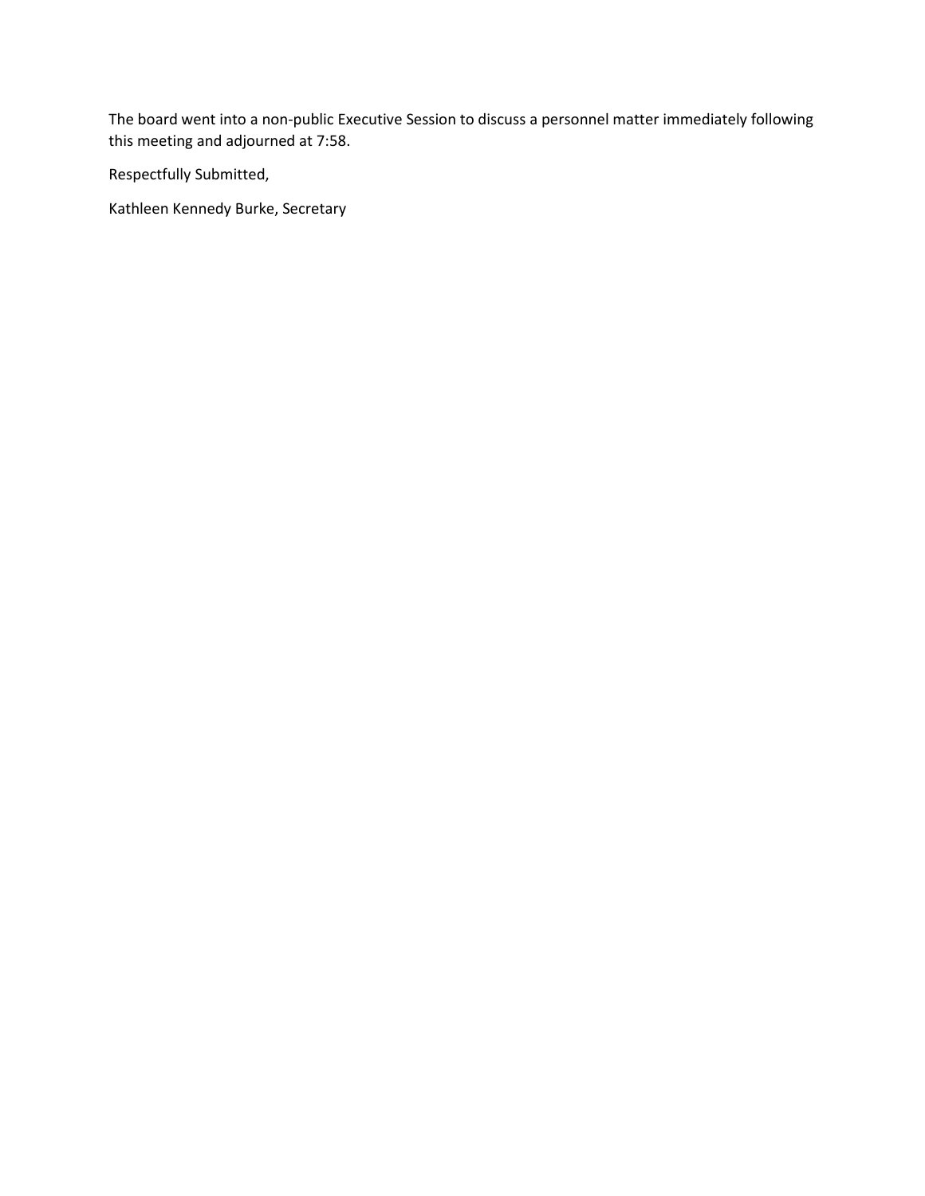The board went into a non-public Executive Session to discuss a personnel matter immediately following this meeting and adjourned at 7:58.

Respectfully Submitted,

Kathleen Kennedy Burke, Secretary